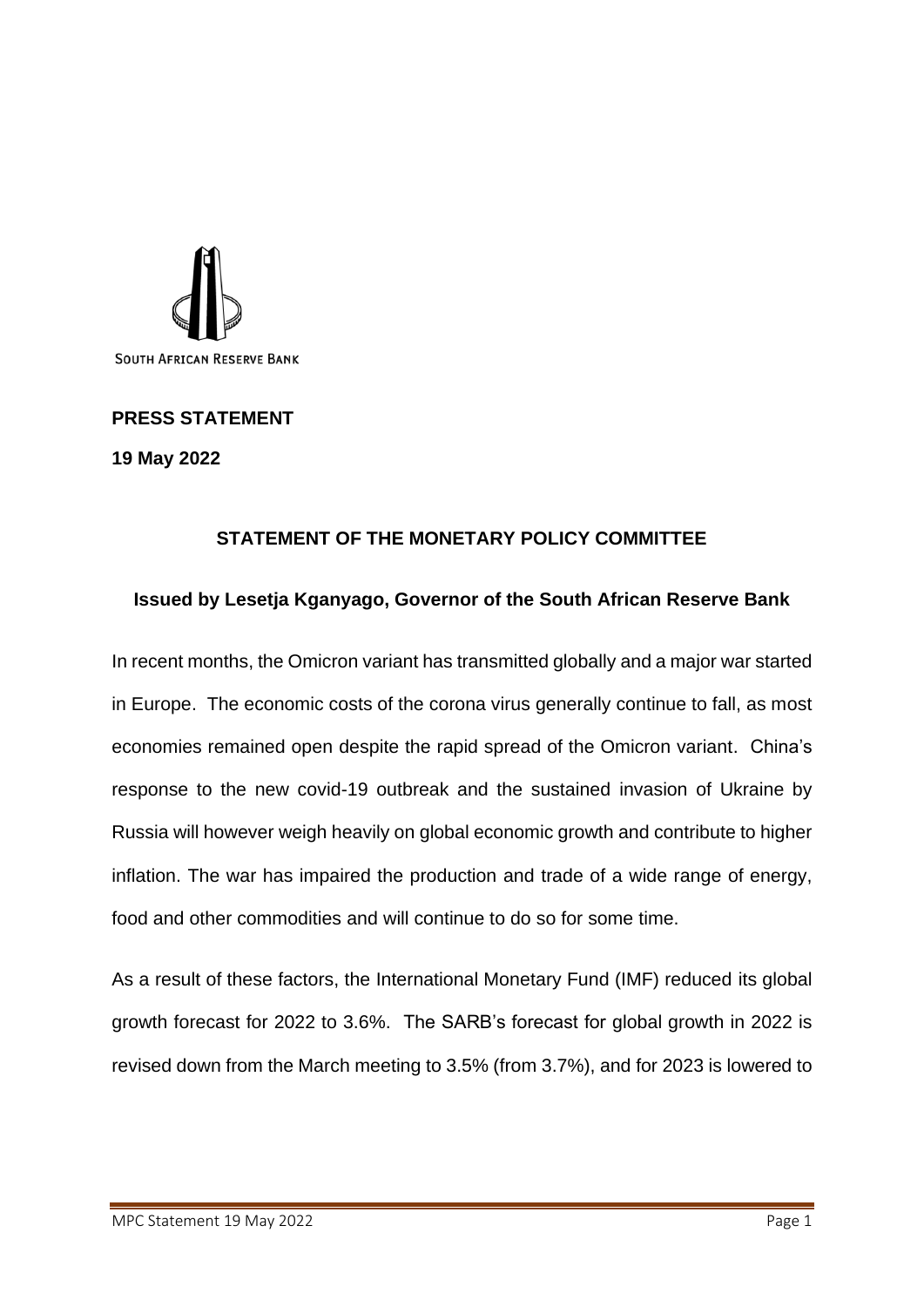SOUTH AFRICAN RESERVE BANK

**PRESS STATEMENT**

**19 May 2022**

## STATEMENT OF THE MONETARY POLICY COMMITTEE

### Issued by Lesetja Kganyago, Governor of the South African Reserve Bank

In recent months, the Omicron variant has transmitted globally and a major war started in Europe. The economic costs of the corona virus generally continue to fall, as most economies remained open despite the rapid spread of the Omicron variant. China's response to the new covid-19 outbreak and the sustained invasion of Ukraine by Russia will however weigh heavily on global economic growth and contribute to higher inflation. The war has impaired the production and trade of a wide range of energy, food and other commodities and will continue to do so for some time.

As a result of these factors, the International Monetary Fund (IMF) reduced its global growth forecast for 2022 to 3.6%. The SARB's forecast for global growth in 2022 is revised down from the March meeting to 3.5% (from 3.7%), and for 2023 is lowered to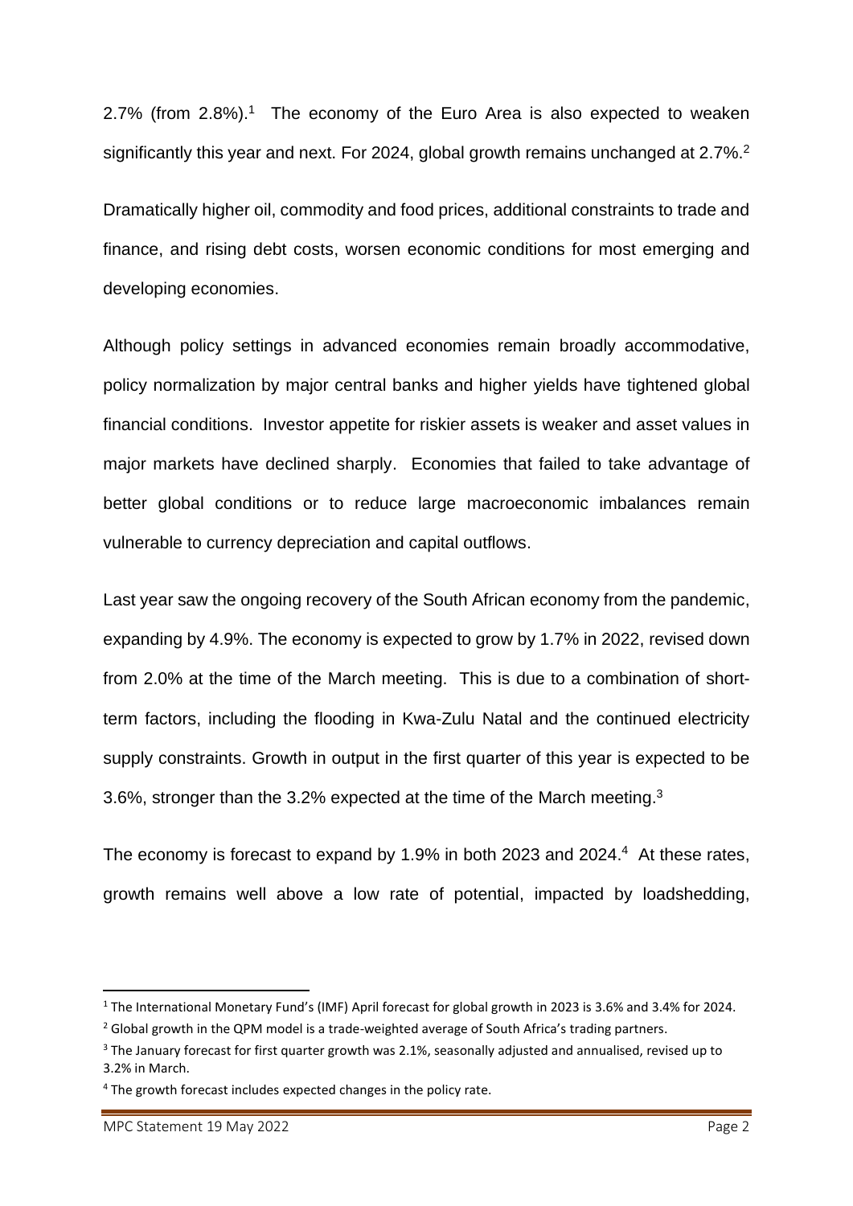2.7% (from 2.8%).[1] The economy of the Euro Area is also expected to weaken significantly this year and next. For 2024, global growth remains unchanged at 2.7%.[2]

Dramatically higher oil, commodity and food prices, additional constraints to trade and finance, and rising debt costs, worsen economic conditions for most emerging and developing economies.

Although policy settings in advanced economies remain broadly accommodative, policy normalization by major central banks and higher yields have tightened global financial conditions. Investor appetite for riskier assets is weaker and asset values in major markets have declined sharply. Economies that failed to take advantage of better global conditions or to reduce large macroeconomic imbalances remain vulnerable to currency depreciation and capital outflows.

Last year saw the ongoing recovery of the South African economy from the pandemic, expanding by 4.9%. The economy is expected to grow by 1.7% in 2022, revised down from 2.0% at the time of the March meeting. This is due to a combination of short-term factors, including the flooding in Kwa-Zulu Natal and the continued electricity supply constraints. Growth in output in the first quarter of this year is expected to be 3.6%, stronger than the 3.2% expected at the time of the March meeting.[3]

The economy is forecast to expand by 1.9% in both 2023 and 2024.[4] At these rates, growth remains well above a low rate of potential, impacted by loadshedding,

---

[1] The International Monetary Fund's (IMF) April forecast for global growth in 2023 is 3.6% and 3.4% for 2024.

[2] Global growth in the QPM model is a trade-weighted average of South Africa's trading partners.

[3] The January forecast for first quarter growth was 2.1%, seasonally adjusted and annualised, revised up to 3.2% in March.

[4] The growth forecast includes expected changes in the policy rate.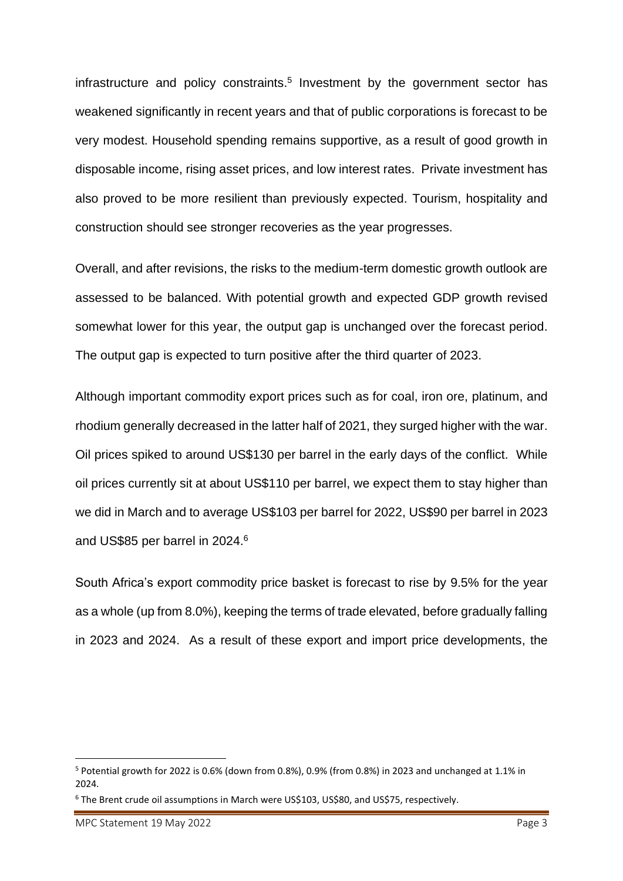infrastructure and policy constraints.[5] Investment by the government sector has weakened significantly in recent years and that of public corporations is forecast to be very modest. Household spending remains supportive, as a result of good growth in disposable income, rising asset prices, and low interest rates. Private investment has also proved to be more resilient than previously expected. Tourism, hospitality and construction should see stronger recoveries as the year progresses.

Overall, and after revisions, the risks to the medium-term domestic growth outlook are assessed to be balanced. With potential growth and expected GDP growth revised somewhat lower for this year, the output gap is unchanged over the forecast period. The output gap is expected to turn positive after the third quarter of 2023.

Although important commodity export prices such as for coal, iron ore, platinum, and rhodium generally decreased in the latter half of 2021, they surged higher with the war. Oil prices spiked to around US$130 per barrel in the early days of the conflict. While oil prices currently sit at about US$110 per barrel, we expect them to stay higher than we did in March and to average US$103 per barrel for 2022, US$90 per barrel in 2023 and US$85 per barrel in 2024.[6]

South Africa's export commodity price basket is forecast to rise by 9.5% for the year as a whole (up from 8.0%), keeping the terms of trade elevated, before gradually falling in 2023 and 2024. As a result of these export and import price developments, the

---

[5] Potential growth for 2022 is 0.6% (down from 0.8%), 0.9% (from 0.8%) in 2023 and unchanged at 1.1% in 2024.

[6] The Brent crude oil assumptions in March were US$103, US$80, and US$75, respectively.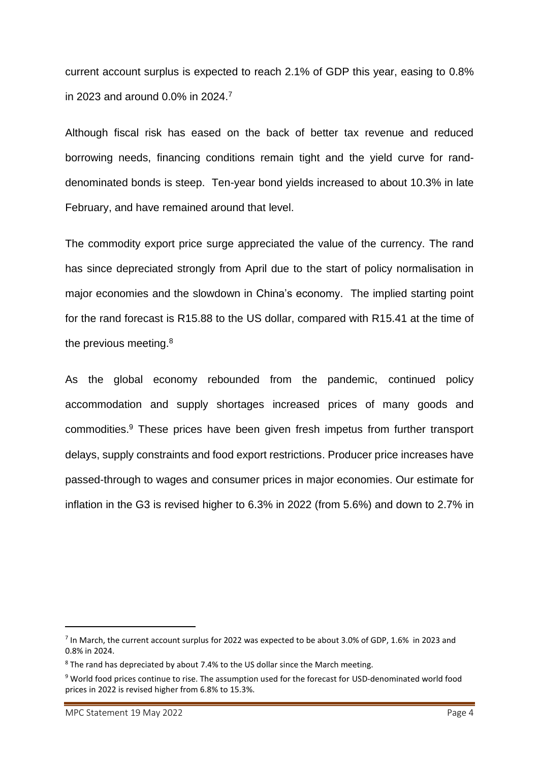current account surplus is expected to reach 2.1% of GDP this year, easing to 0.8% in 2023 and around 0.0% in 2024.[7]

Although fiscal risk has eased on the back of better tax revenue and reduced borrowing needs, financing conditions remain tight and the yield curve for rand-denominated bonds is steep. Ten-year bond yields increased to about 10.3% in late February, and have remained around that level.

The commodity export price surge appreciated the value of the currency. The rand has since depreciated strongly from April due to the start of policy normalisation in major economies and the slowdown in China's economy. The implied starting point for the rand forecast is R15.88 to the US dollar, compared with R15.41 at the time of the previous meeting.[8]

As the global economy rebounded from the pandemic, continued policy accommodation and supply shortages increased prices of many goods and commodities.[9] These prices have been given fresh impetus from further transport delays, supply constraints and food export restrictions. Producer price increases have passed-through to wages and consumer prices in major economies. Our estimate for inflation in the G3 is revised higher to 6.3% in 2022 (from 5.6%) and down to 2.7% in

---

[7] In March, the current account surplus for 2022 was expected to be about 3.0% of GDP, 1.6% in 2023 and 0.8% in 2024.

[8] The rand has depreciated by about 7.4% to the US dollar since the March meeting.

[9] World food prices continue to rise. The assumption used for the forecast for USD-denominated world food prices in 2022 is revised higher from 6.8% to 15.3%.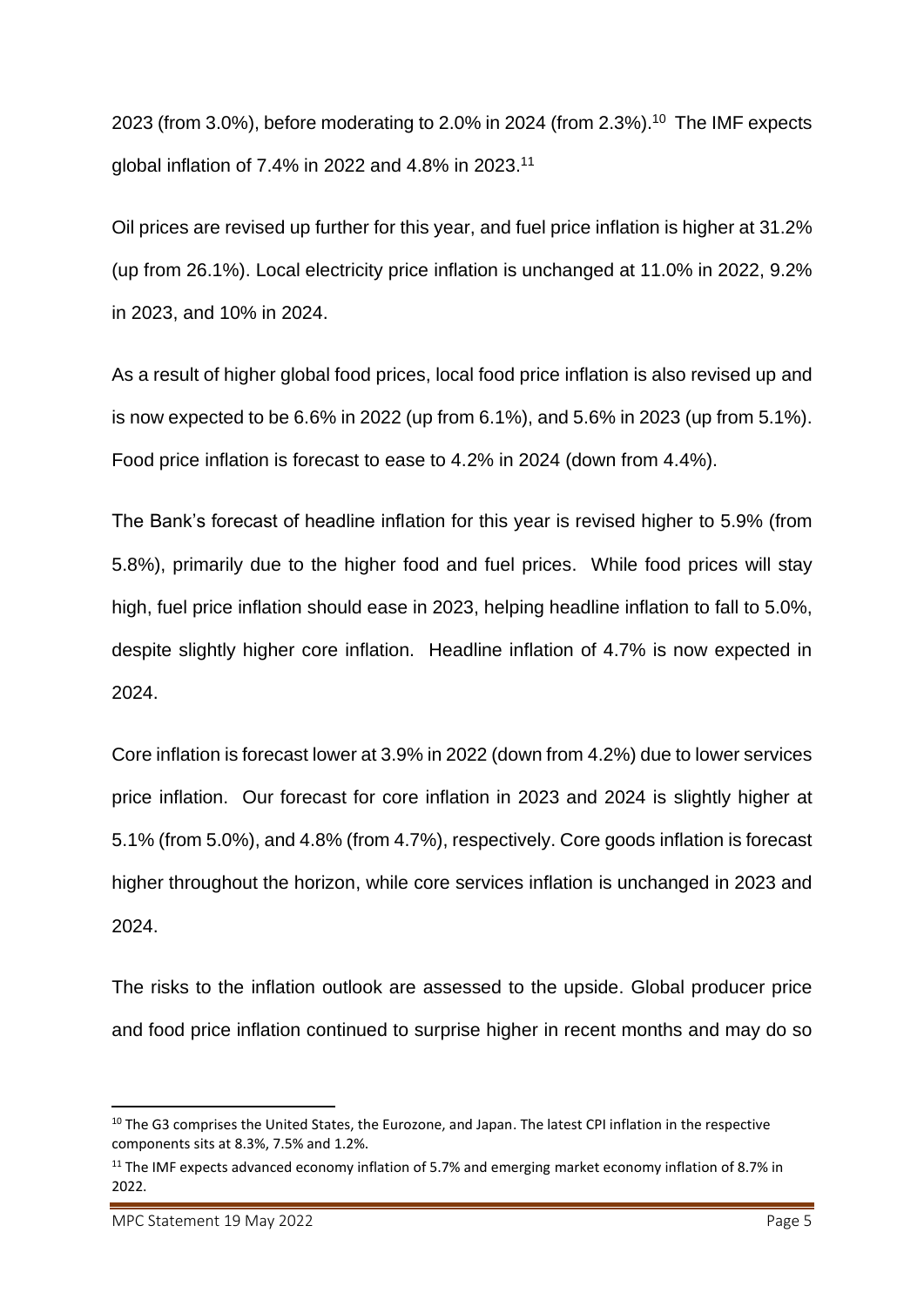2023 (from 3.0%), before moderating to 2.0% in 2024 (from 2.3%).[10] The IMF expects global inflation of 7.4% in 2022 and 4.8% in 2023.[11]

Oil prices are revised up further for this year, and fuel price inflation is higher at 31.2% (up from 26.1%). Local electricity price inflation is unchanged at 11.0% in 2022, 9.2% in 2023, and 10% in 2024.

As a result of higher global food prices, local food price inflation is also revised up and is now expected to be 6.6% in 2022 (up from 6.1%), and 5.6% in 2023 (up from 5.1%). Food price inflation is forecast to ease to 4.2% in 2024 (down from 4.4%).

The Bank's forecast of headline inflation for this year is revised higher to 5.9% (from 5.8%), primarily due to the higher food and fuel prices. While food prices will stay high, fuel price inflation should ease in 2023, helping headline inflation to fall to 5.0%, despite slightly higher core inflation. Headline inflation of 4.7% is now expected in 2024.

Core inflation is forecast lower at 3.9% in 2022 (down from 4.2%) due to lower services price inflation. Our forecast for core inflation in 2023 and 2024 is slightly higher at 5.1% (from 5.0%), and 4.8% (from 4.7%), respectively. Core goods inflation is forecast higher throughout the horizon, while core services inflation is unchanged in 2023 and 2024.

The risks to the inflation outlook are assessed to the upside. Global producer price and food price inflation continued to surprise higher in recent months and may do so

[10] The G3 comprises the United States, the Eurozone, and Japan. The latest CPI inflation in the respective components sits at 8.3%, 7.5% and 1.2%.

[11] The IMF expects advanced economy inflation of 5.7% and emerging market economy inflation of 8.7% in 2022.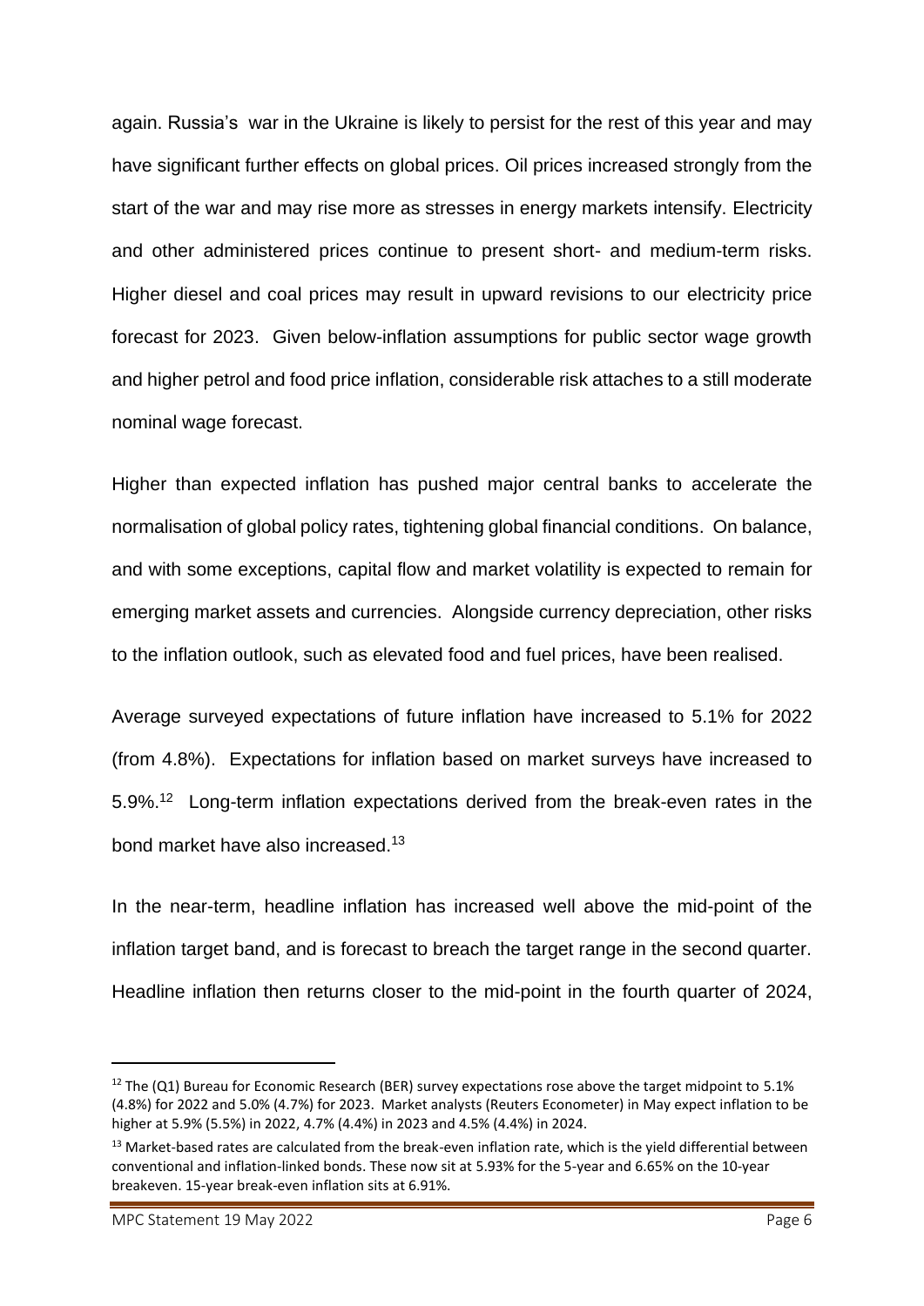again. Russia's war in the Ukraine is likely to persist for the rest of this year and may have significant further effects on global prices. Oil prices increased strongly from the start of the war and may rise more as stresses in energy markets intensify. Electricity and other administered prices continue to present short- and medium-term risks. Higher diesel and coal prices may result in upward revisions to our electricity price forecast for 2023. Given below-inflation assumptions for public sector wage growth and higher petrol and food price inflation, considerable risk attaches to a still moderate nominal wage forecast.

Higher than expected inflation has pushed major central banks to accelerate the normalisation of global policy rates, tightening global financial conditions. On balance, and with some exceptions, capital flow and market volatility is expected to remain for emerging market assets and currencies. Alongside currency depreciation, other risks to the inflation outlook, such as elevated food and fuel prices, have been realised.

Average surveyed expectations of future inflation have increased to 5.1% for 2022 (from 4.8%). Expectations for inflation based on market surveys have increased to 5.9%.[12] Long-term inflation expectations derived from the break-even rates in the bond market have also increased.[13]

In the near-term, headline inflation has increased well above the mid-point of the inflation target band, and is forecast to breach the target range in the second quarter. Headline inflation then returns closer to the mid-point in the fourth quarter of 2024,

---

[12] The (Q1) Bureau for Economic Research (BER) survey expectations rose above the target midpoint to 5.1% (4.8%) for 2022 and 5.0% (4.7%) for 2023. Market analysts (Reuters Econometer) in May expect inflation to be higher at 5.9% (5.5%) in 2022, 4.7% (4.4%) in 2023 and 4.5% (4.4%) in 2024.

[13] Market-based rates are calculated from the break-even inflation rate, which is the yield differential between conventional and inflation-linked bonds. These now sit at 5.93% for the 5-year and 6.65% on the 10-year breakeven. 15-year break-even inflation sits at 6.91%.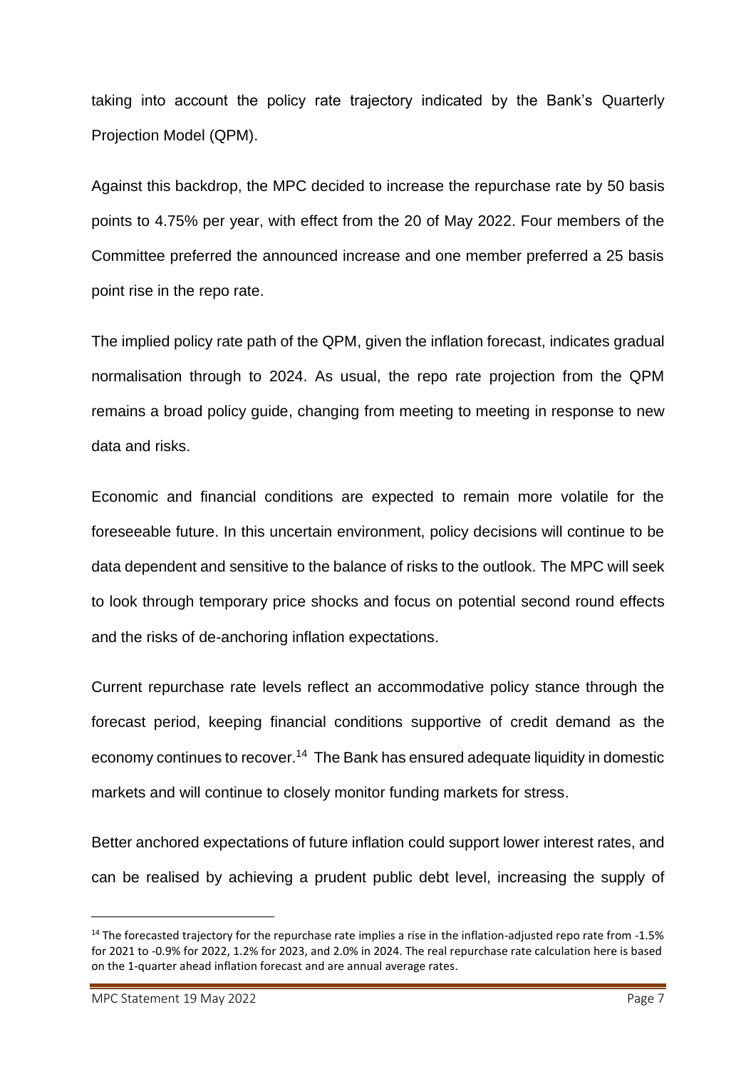taking into account the policy rate trajectory indicated by the Bank's Quarterly Projection Model (QPM).

Against this backdrop, the MPC decided to increase the repurchase rate by 50 basis points to 4.75% per year, with effect from the 20 of May 2022. Four members of the Committee preferred the announced increase and one member preferred a 25 basis point rise in the repo rate.

The implied policy rate path of the QPM, given the inflation forecast, indicates gradual normalisation through to 2024. As usual, the repo rate projection from the QPM remains a broad policy guide, changing from meeting to meeting in response to new data and risks.

Economic and financial conditions are expected to remain more volatile for the foreseeable future. In this uncertain environment, policy decisions will continue to be data dependent and sensitive to the balance of risks to the outlook. The MPC will seek to look through temporary price shocks and focus on potential second round effects and the risks of de-anchoring inflation expectations.

Current repurchase rate levels reflect an accommodative policy stance through the forecast period, keeping financial conditions supportive of credit demand as the economy continues to recover.[14] The Bank has ensured adequate liquidity in domestic markets and will continue to closely monitor funding markets for stress.

Better anchored expectations of future inflation could support lower interest rates, and can be realised by achieving a prudent public debt level, increasing the supply of

---

[14] The forecasted trajectory for the repurchase rate implies a rise in the inflation-adjusted repo rate from -1.5% for 2021 to -0.9% for 2022, 1.2% for 2023, and 2.0% in 2024. The real repurchase rate calculation here is based on the 1-quarter ahead inflation forecast and are annual average rates.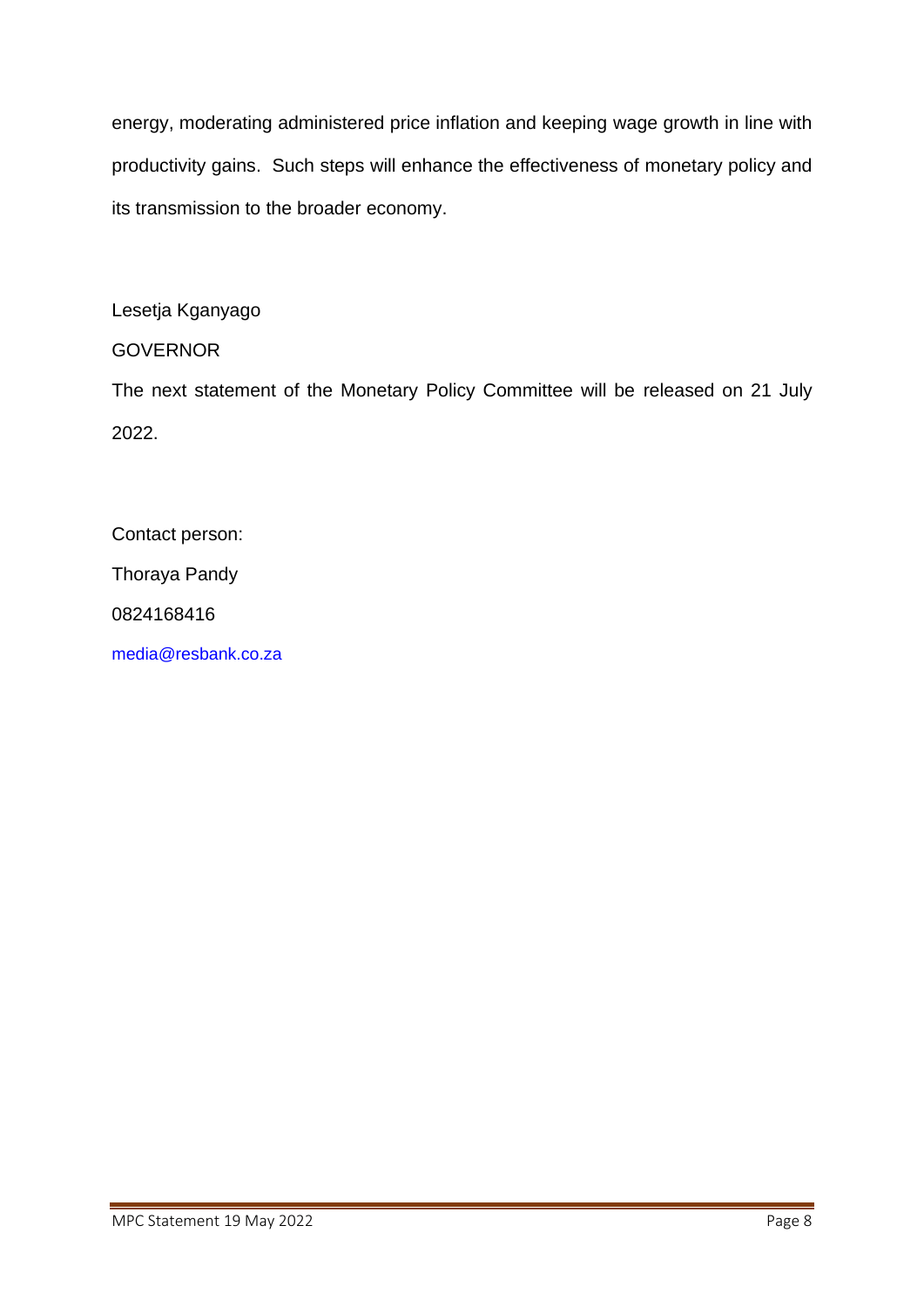energy, moderating administered price inflation and keeping wage growth in line with productivity gains. Such steps will enhance the effectiveness of monetary policy and its transmission to the broader economy.

Lesetja Kganyago

GOVERNOR

The next statement of the Monetary Policy Committee will be released on 21 July 2022.

Contact person:

Thoraya Pandy

0824168416

media@resbank.co.za